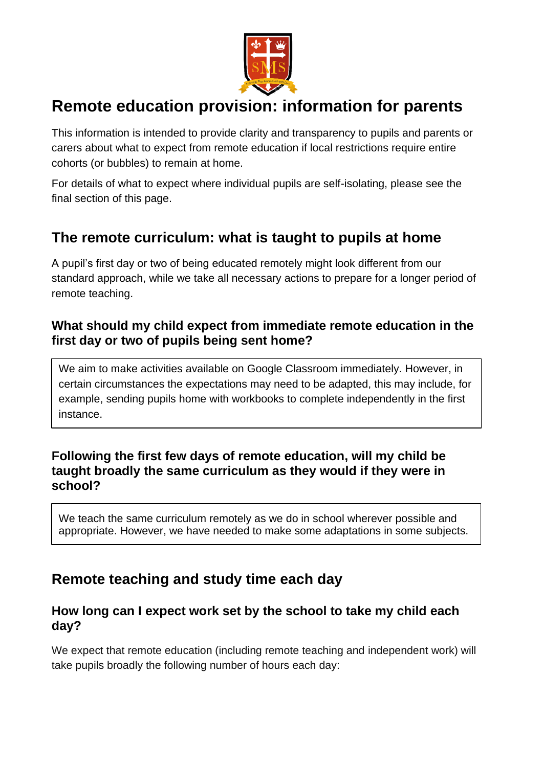# Remote education provision: information for parents

This information is intended to provide clarity and transparency to pupils and parents or carers about what to expect from remote education if local restrictions require entire cohorts (or bubbles) to remain at home.

For details of what to expect where individual pupils are self-isolating, please see the final section of this page.

## The remote curriculum: what is taught to pupils at home

A pupil's first day or two of being educated remotely might look different from our standard approach, while we take all necessary actions to prepare for a longer period of remote teaching.

### What should my child expect from immediate remote education in the first day or two of pupils being sent home?

We aim to make activities available on Google Classroom immediately. However, in certain circumstances the expectations may need to be adapted, this may include, for example, sending pupils home with workbooks to complete independently in the first instance.

### Following the first few days of remote education, will my child be taught broadly the same curriculum as they would if they were in school?

We teach the same curriculum remotely as we do in school wherever possible and appropriate. However, we have needed to make some adaptations in some subjects.

## Remote teaching and study time each day

### How long can I expect work set by the school to take my child each day?

We expect that remote education (including remote teaching and independent work) will take pupils broadly the following number of hours each day: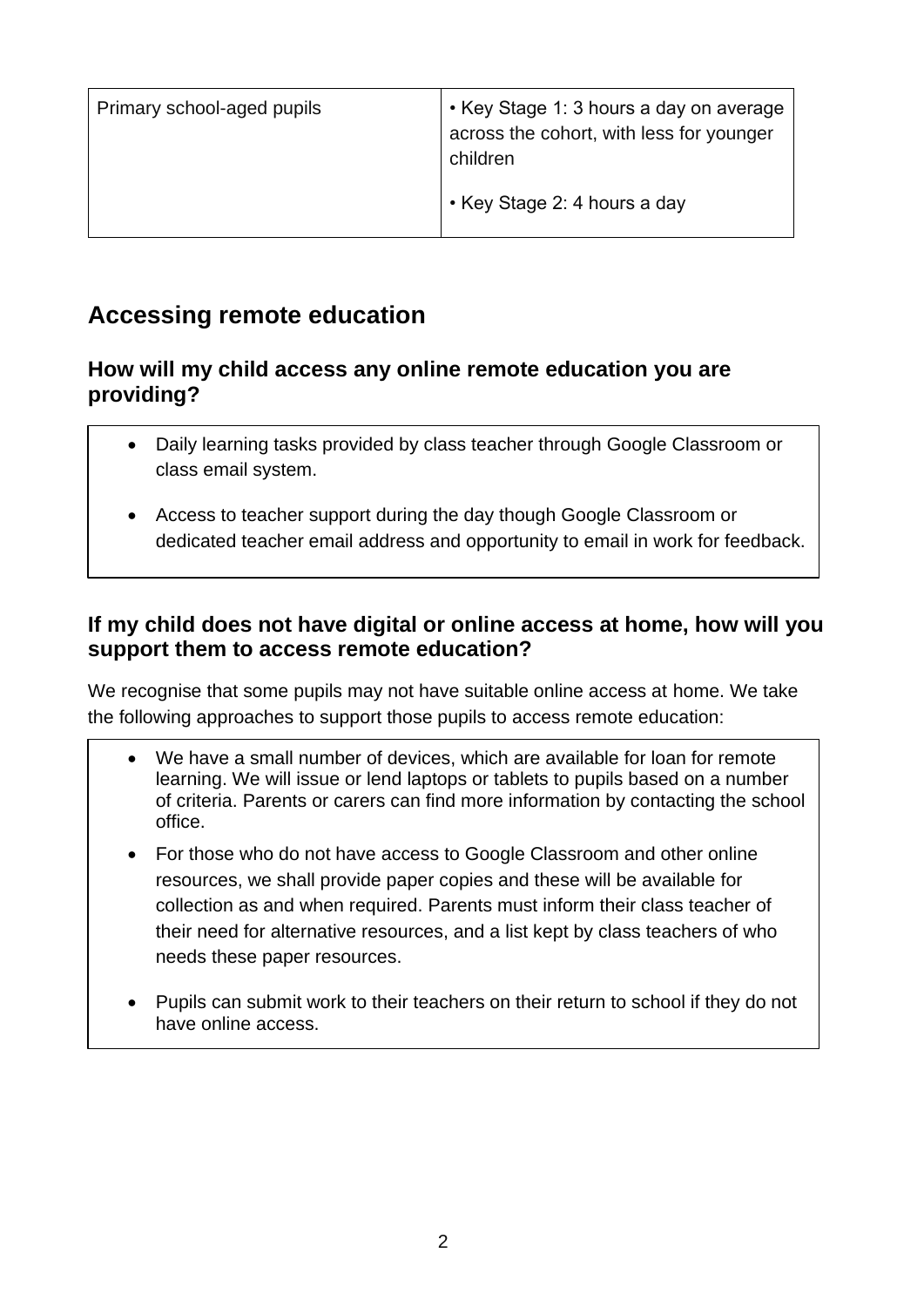| Primary school-aged pupils | • Key Stage 1: 3 hours a day on average across the cohort, with less for younger children<br><br>• Key Stage 2: 4 hours a day |
|---|---|

## Accessing remote education

### How will my child access any online remote education you are providing?

- Daily learning tasks provided by class teacher through Google Classroom or class email system.
- Access to teacher support during the day though Google Classroom or dedicated teacher email address and opportunity to email in work for feedback.

### If my child does not have digital or online access at home, how will you support them to access remote education?

We recognise that some pupils may not have suitable online access at home. We take the following approaches to support those pupils to access remote education:

- We have a small number of devices, which are available for loan for remote learning. We will issue or lend laptops or tablets to pupils based on a number of criteria. Parents or carers can find more information by contacting the school office.
- For those who do not have access to Google Classroom and other online resources, we shall provide paper copies and these will be available for collection as and when required. Parents must inform their class teacher of their need for alternative resources, and a list kept by class teachers of who needs these paper resources.
- Pupils can submit work to their teachers on their return to school if they do not have online access.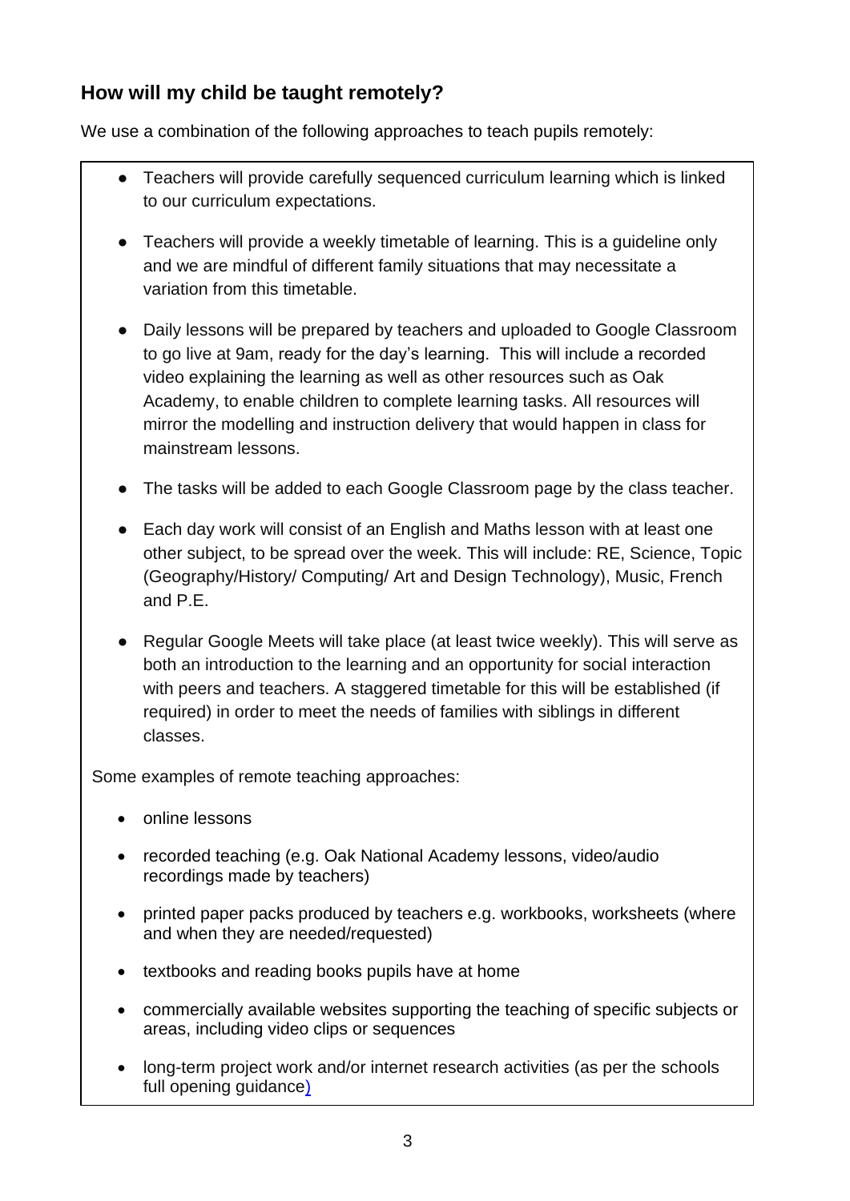## How will my child be taught remotely?

We use a combination of the following approaches to teach pupils remotely:

- Teachers will provide carefully sequenced curriculum learning which is linked to our curriculum expectations.
- Teachers will provide a weekly timetable of learning. This is a guideline only and we are mindful of different family situations that may necessitate a variation from this timetable.
- Daily lessons will be prepared by teachers and uploaded to Google Classroom to go live at 9am, ready for the day's learning. This will include a recorded video explaining the learning as well as other resources such as Oak Academy, to enable children to complete learning tasks. All resources will mirror the modelling and instruction delivery that would happen in class for mainstream lessons.
- The tasks will be added to each Google Classroom page by the class teacher.
- Each day work will consist of an English and Maths lesson with at least one other subject, to be spread over the week. This will include: RE, Science, Topic (Geography/History/ Computing/ Art and Design Technology), Music, French and P.E.
- Regular Google Meets will take place (at least twice weekly). This will serve as both an introduction to the learning and an opportunity for social interaction with peers and teachers. A staggered timetable for this will be established (if required) in order to meet the needs of families with siblings in different classes.

Some examples of remote teaching approaches:

- online lessons
- recorded teaching (e.g. Oak National Academy lessons, video/audio recordings made by teachers)
- printed paper packs produced by teachers e.g. workbooks, worksheets (where and when they are needed/requested)
- textbooks and reading books pupils have at home
- commercially available websites supporting the teaching of specific subjects or areas, including video clips or sequences
- long-term project work and/or internet research activities (as per the schools full opening guidance)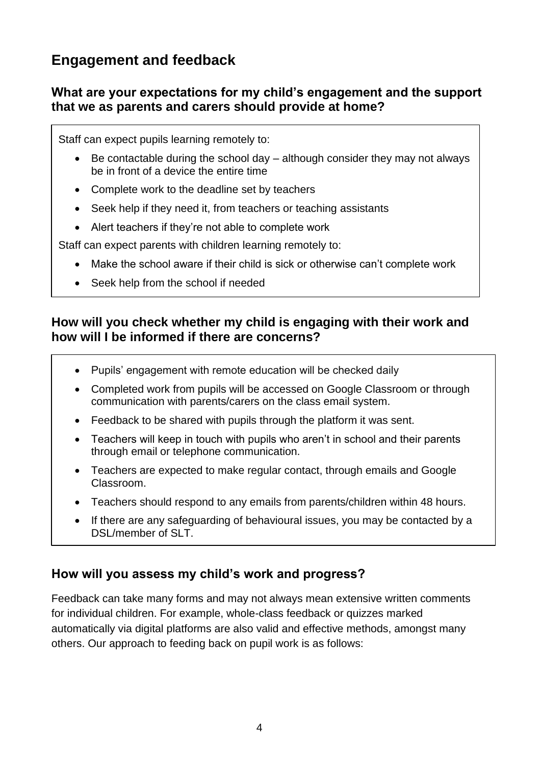## Engagement and feedback

### What are your expectations for my child's engagement and the support that we as parents and carers should provide at home?

Staff can expect pupils learning remotely to:

- Be contactable during the school day – although consider they may not always be in front of a device the entire time
- Complete work to the deadline set by teachers
- Seek help if they need it, from teachers or teaching assistants
- Alert teachers if they're not able to complete work

Staff can expect parents with children learning remotely to:

- Make the school aware if their child is sick or otherwise can't complete work
- Seek help from the school if needed

### How will you check whether my child is engaging with their work and how will I be informed if there are concerns?

- Pupils' engagement with remote education will be checked daily
- Completed work from pupils will be accessed on Google Classroom or through communication with parents/carers on the class email system.
- Feedback to be shared with pupils through the platform it was sent.
- Teachers will keep in touch with pupils who aren't in school and their parents through email or telephone communication.
- Teachers are expected to make regular contact, through emails and Google Classroom.
- Teachers should respond to any emails from parents/children within 48 hours.
- If there are any safeguarding of behavioural issues, you may be contacted by a DSL/member of SLT.

### How will you assess my child's work and progress?

Feedback can take many forms and may not always mean extensive written comments for individual children. For example, whole-class feedback or quizzes marked automatically via digital platforms are also valid and effective methods, amongst many others. Our approach to feeding back on pupil work is as follows: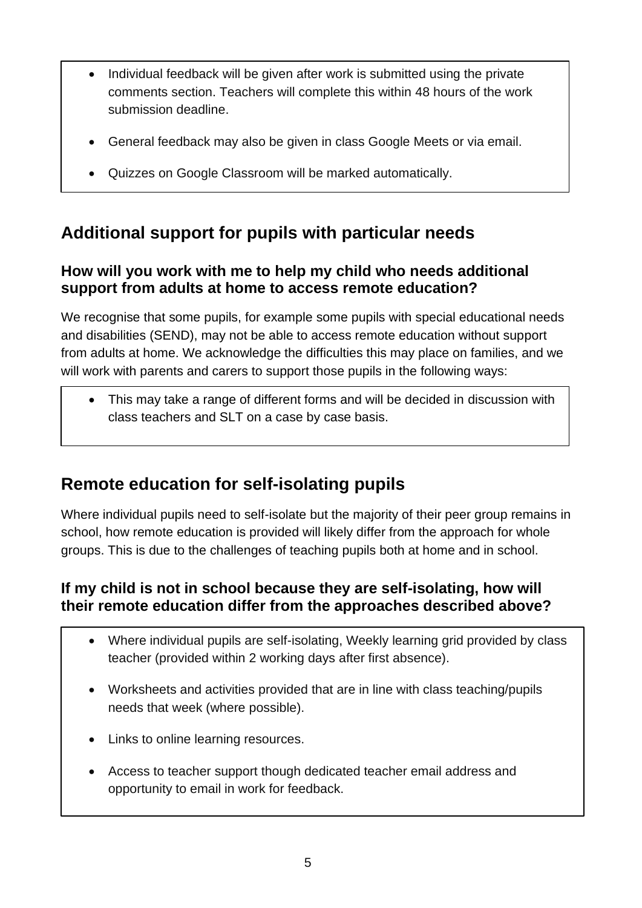- Individual feedback will be given after work is submitted using the private comments section. Teachers will complete this within 48 hours of the work submission deadline.
- General feedback may also be given in class Google Meets or via email.
- Quizzes on Google Classroom will be marked automatically.

## Additional support for pupils with particular needs

### How will you work with me to help my child who needs additional support from adults at home to access remote education?

We recognise that some pupils, for example some pupils with special educational needs and disabilities (SEND), may not be able to access remote education without support from adults at home. We acknowledge the difficulties this may place on families, and we will work with parents and carers to support those pupils in the following ways:

- This may take a range of different forms and will be decided in discussion with class teachers and SLT on a case by case basis.

## Remote education for self-isolating pupils

Where individual pupils need to self-isolate but the majority of their peer group remains in school, how remote education is provided will likely differ from the approach for whole groups. This is due to the challenges of teaching pupils both at home and in school.

### If my child is not in school because they are self-isolating, how will their remote education differ from the approaches described above?

- Where individual pupils are self-isolating, Weekly learning grid provided by class teacher (provided within 2 working days after first absence).
- Worksheets and activities provided that are in line with class teaching/pupils needs that week (where possible).
- Links to online learning resources.
- Access to teacher support though dedicated teacher email address and opportunity to email in work for feedback.